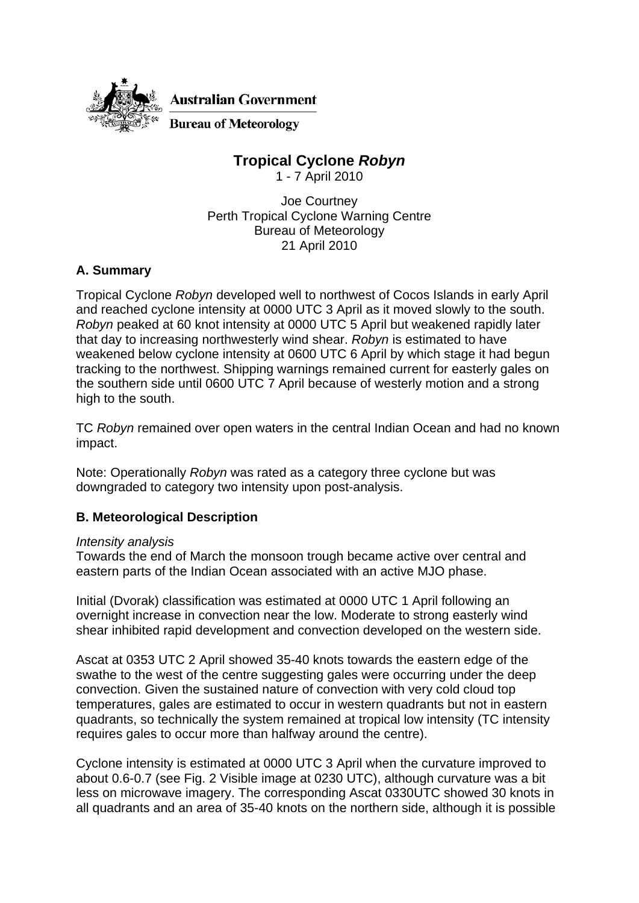Australian Government

Bureau of Meteorology

# Tropical Cyclone *Robyn*

1 - 7 April 2010

Joe Courtney
Perth Tropical Cyclone Warning Centre
Bureau of Meteorology
21 April 2010

## A. Summary

Tropical Cyclone *Robyn* developed well to northwest of Cocos Islands in early April and reached cyclone intensity at 0000 UTC 3 April as it moved slowly to the south. *Robyn* peaked at 60 knot intensity at 0000 UTC 5 April but weakened rapidly later that day to increasing northwesterly wind shear. *Robyn* is estimated to have weakened below cyclone intensity at 0600 UTC 6 April by which stage it had begun tracking to the northwest. Shipping warnings remained current for easterly gales on the southern side until 0600 UTC 7 April because of westerly motion and a strong high to the south.

TC *Robyn* remained over open waters in the central Indian Ocean and had no known impact.

Note: Operationally *Robyn* was rated as a category three cyclone but was downgraded to category two intensity upon post-analysis.

## B. Meteorological Description

*Intensity analysis*

Towards the end of March the monsoon trough became active over central and eastern parts of the Indian Ocean associated with an active MJO phase.

Initial (Dvorak) classification was estimated at 0000 UTC 1 April following an overnight increase in convection near the low. Moderate to strong easterly wind shear inhibited rapid development and convection developed on the western side.

Ascat at 0353 UTC 2 April showed 35-40 knots towards the eastern edge of the swathe to the west of the centre suggesting gales were occurring under the deep convection. Given the sustained nature of convection with very cold cloud top temperatures, gales are estimated to occur in western quadrants but not in eastern quadrants, so technically the system remained at tropical low intensity (TC intensity requires gales to occur more than halfway around the centre).

Cyclone intensity is estimated at 0000 UTC 3 April when the curvature improved to about 0.6-0.7 (see Fig. 2 Visible image at 0230 UTC), although curvature was a bit less on microwave imagery. The corresponding Ascat 0330UTC showed 30 knots in all quadrants and an area of 35-40 knots on the northern side, although it is possible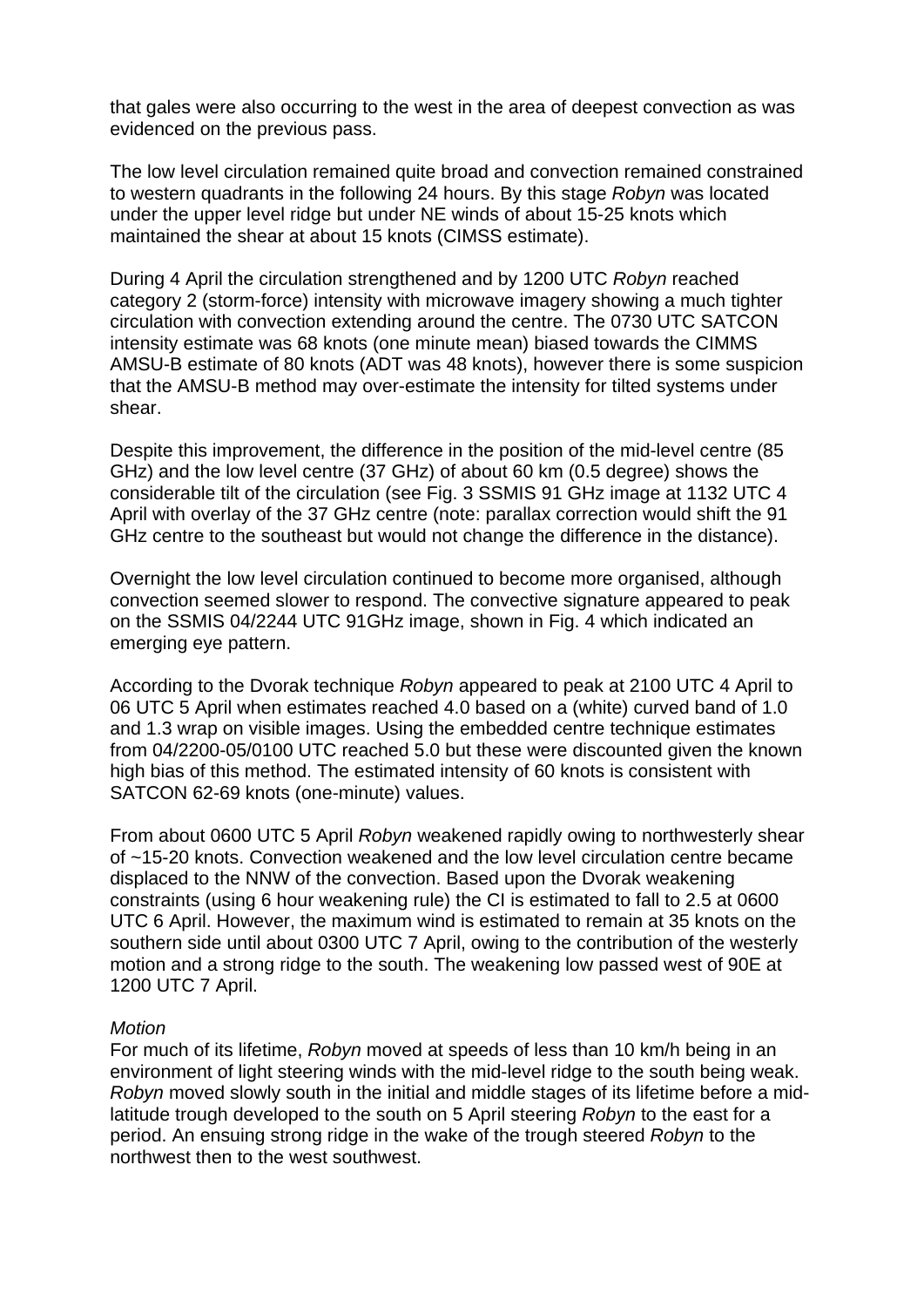that gales were also occurring to the west in the area of deepest convection as was evidenced on the previous pass.

The low level circulation remained quite broad and convection remained constrained to western quadrants in the following 24 hours. By this stage *Robyn* was located under the upper level ridge but under NE winds of about 15-25 knots which maintained the shear at about 15 knots (CIMSS estimate).

During 4 April the circulation strengthened and by 1200 UTC *Robyn* reached category 2 (storm-force) intensity with microwave imagery showing a much tighter circulation with convection extending around the centre. The 0730 UTC SATCON intensity estimate was 68 knots (one minute mean) biased towards the CIMMS AMSU-B estimate of 80 knots (ADT was 48 knots), however there is some suspicion that the AMSU-B method may over-estimate the intensity for tilted systems under shear.

Despite this improvement, the difference in the position of the mid-level centre (85 GHz) and the low level centre (37 GHz) of about 60 km (0.5 degree) shows the considerable tilt of the circulation (see Fig. 3 SSMIS 91 GHz image at 1132 UTC 4 April with overlay of the 37 GHz centre (note: parallax correction would shift the 91 GHz centre to the southeast but would not change the difference in the distance).

Overnight the low level circulation continued to become more organised, although convection seemed slower to respond. The convective signature appeared to peak on the SSMIS 04/2244 UTC 91GHz image, shown in Fig. 4 which indicated an emerging eye pattern.

According to the Dvorak technique *Robyn* appeared to peak at 2100 UTC 4 April to 06 UTC 5 April when estimates reached 4.0 based on a (white) curved band of 1.0 and 1.3 wrap on visible images. Using the embedded centre technique estimates from 04/2200-05/0100 UTC reached 5.0 but these were discounted given the known high bias of this method. The estimated intensity of 60 knots is consistent with SATCON 62-69 knots (one-minute) values.

From about 0600 UTC 5 April *Robyn* weakened rapidly owing to northwesterly shear of ~15-20 knots. Convection weakened and the low level circulation centre became displaced to the NNW of the convection. Based upon the Dvorak weakening constraints (using 6 hour weakening rule) the CI is estimated to fall to 2.5 at 0600 UTC 6 April. However, the maximum wind is estimated to remain at 35 knots on the southern side until about 0300 UTC 7 April, owing to the contribution of the westerly motion and a strong ridge to the south. The weakening low passed west of 90E at 1200 UTC 7 April.

*Motion*

For much of its lifetime, *Robyn* moved at speeds of less than 10 km/h being in an environment of light steering winds with the mid-level ridge to the south being weak. *Robyn* moved slowly south in the initial and middle stages of its lifetime before a mid-latitude trough developed to the south on 5 April steering *Robyn* to the east for a period. An ensuing strong ridge in the wake of the trough steered *Robyn* to the northwest then to the west southwest.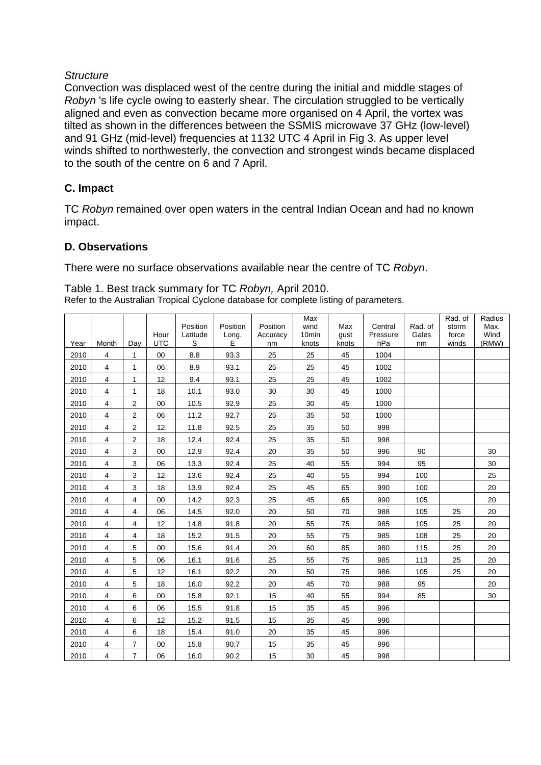*Structure*

Convection was displaced west of the centre during the initial and middle stages of *Robyn* 's life cycle owing to easterly shear. The circulation struggled to be vertically aligned and even as convection became more organised on 4 April, the vortex was tilted as shown in the differences between the SSMIS microwave 37 GHz (low-level) and 91 GHz (mid-level) frequencies at 1132 UTC 4 April in Fig 3. As upper level winds shifted to northwesterly, the convection and strongest winds became displaced to the south of the centre on 6 and 7 April.

## C. Impact

TC *Robyn* remained over open waters in the central Indian Ocean and had no known impact.

## D. Observations

There were no surface observations available near the centre of TC *Robyn*.

Table 1. Best track summary for TC *Robyn,* April 2010.
Refer to the Australian Tropical Cyclone database for complete listing of parameters.

| Year | Month | Day | Hour UTC | Position Latitude S | Position Long. E | Position Accuracy nm | Max wind 10min knots | Max gust knots | Central Pressure hPa | Rad. of Gales nm | Rad. of storm force winds | Radius Max. Wind (RMW) |
|---|---|---|---|---|---|---|---|---|---|---|---|---|
| 2010 | 4 | 1 | 00 | 8.8 | 93.3 | 25 | 25 | 45 | 1004 | | | |
| 2010 | 4 | 1 | 06 | 8.9 | 93.1 | 25 | 25 | 45 | 1002 | | | |
| 2010 | 4 | 1 | 12 | 9.4 | 93.1 | 25 | 25 | 45 | 1002 | | | |
| 2010 | 4 | 1 | 18 | 10.1 | 93.0 | 30 | 30 | 45 | 1000 | | | |
| 2010 | 4 | 2 | 00 | 10.5 | 92.9 | 25 | 30 | 45 | 1000 | | | |
| 2010 | 4 | 2 | 06 | 11.2 | 92.7 | 25 | 35 | 50 | 1000 | | | |
| 2010 | 4 | 2 | 12 | 11.8 | 92.5 | 25 | 35 | 50 | 998 | | | |
| 2010 | 4 | 2 | 18 | 12.4 | 92.4 | 25 | 35 | 50 | 998 | | | |
| 2010 | 4 | 3 | 00 | 12.9 | 92.4 | 20 | 35 | 50 | 996 | 90 | | 30 |
| 2010 | 4 | 3 | 06 | 13.3 | 92.4 | 25 | 40 | 55 | 994 | 95 | | 30 |
| 2010 | 4 | 3 | 12 | 13.6 | 92.4 | 25 | 40 | 55 | 994 | 100 | | 25 |
| 2010 | 4 | 3 | 18 | 13.9 | 92.4 | 25 | 45 | 65 | 990 | 100 | | 20 |
| 2010 | 4 | 4 | 00 | 14.2 | 92.3 | 25 | 45 | 65 | 990 | 105 | | 20 |
| 2010 | 4 | 4 | 06 | 14.5 | 92.0 | 20 | 50 | 70 | 988 | 105 | 25 | 20 |
| 2010 | 4 | 4 | 12 | 14.8 | 91.8 | 20 | 55 | 75 | 985 | 105 | 25 | 20 |
| 2010 | 4 | 4 | 18 | 15.2 | 91.5 | 20 | 55 | 75 | 985 | 108 | 25 | 20 |
| 2010 | 4 | 5 | 00 | 15.6 | 91.4 | 20 | 60 | 85 | 980 | 115 | 25 | 20 |
| 2010 | 4 | 5 | 06 | 16.1 | 91.6 | 25 | 55 | 75 | 985 | 113 | 25 | 20 |
| 2010 | 4 | 5 | 12 | 16.1 | 92.2 | 20 | 50 | 75 | 986 | 105 | 25 | 20 |
| 2010 | 4 | 5 | 18 | 16.0 | 92.2 | 20 | 45 | 70 | 988 | 95 | | 20 |
| 2010 | 4 | 6 | 00 | 15.8 | 92.1 | 15 | 40 | 55 | 994 | 85 | | 30 |
| 2010 | 4 | 6 | 06 | 15.5 | 91.8 | 15 | 35 | 45 | 996 | | | |
| 2010 | 4 | 6 | 12 | 15.2 | 91.5 | 15 | 35 | 45 | 996 | | | |
| 2010 | 4 | 6 | 18 | 15.4 | 91.0 | 20 | 35 | 45 | 996 | | | |
| 2010 | 4 | 7 | 00 | 15.8 | 90.7 | 15 | 35 | 45 | 996 | | | |
| 2010 | 4 | 7 | 06 | 16.0 | 90.2 | 15 | 30 | 45 | 998 | | | |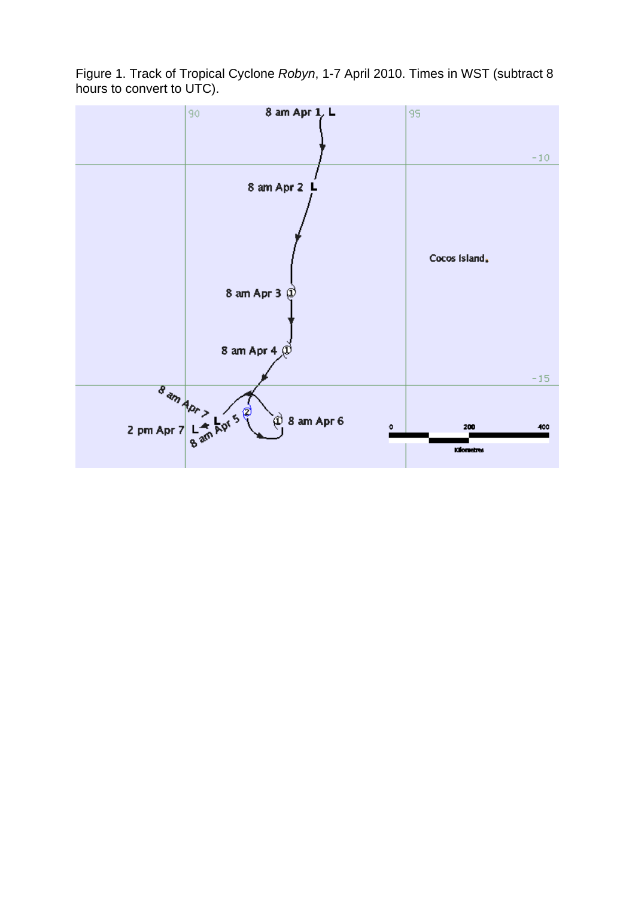Figure 1. Track of Tropical Cyclone *Robyn*, 1-7 April 2010. Times in WST (subtract 8 hours to convert to UTC).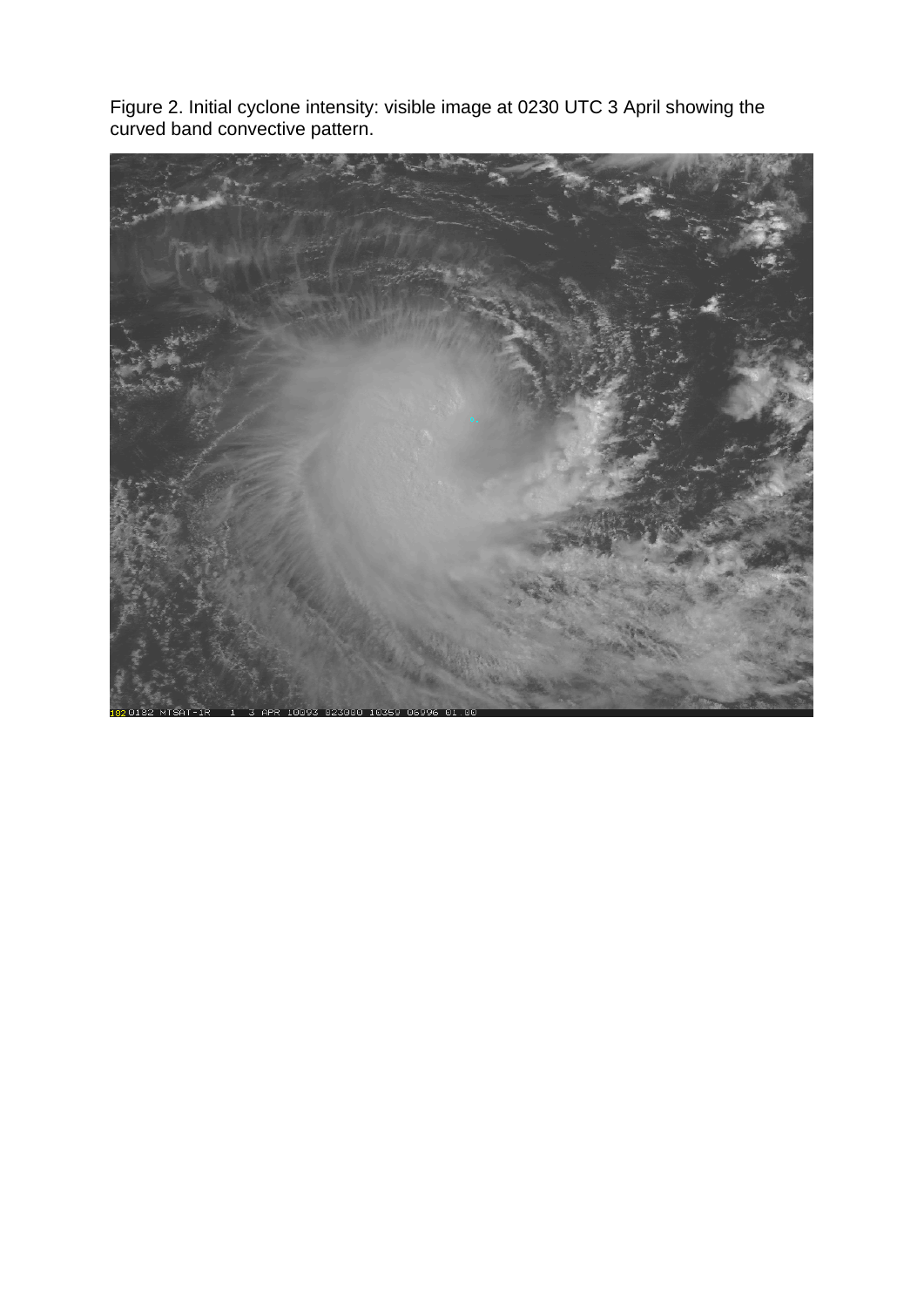Figure 2. Initial cyclone intensity: visible image at 0230 UTC 3 April showing the curved band convective pattern.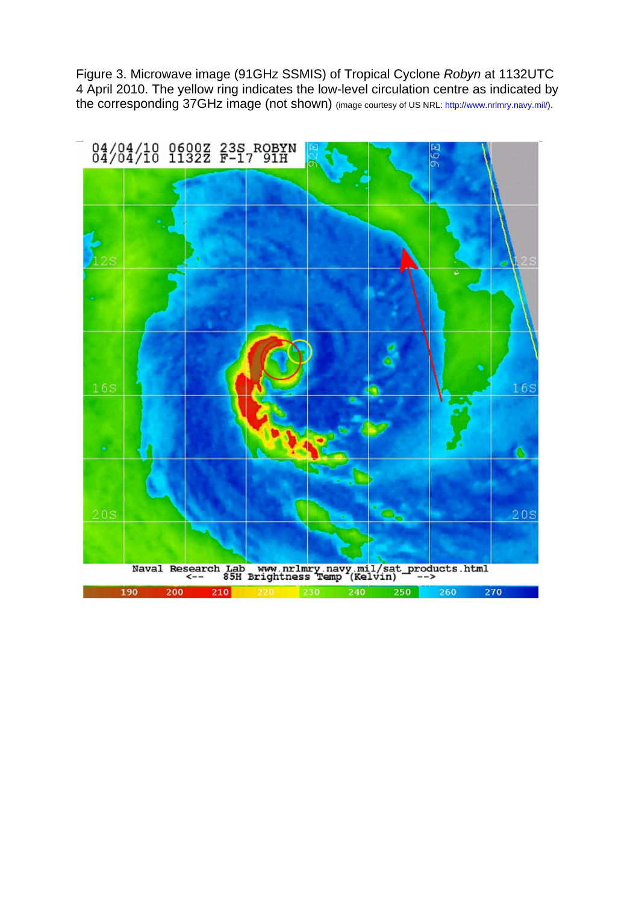Figure 3. Microwave image (91GHz SSMIS) of Tropical Cyclone *Robyn* at 1132UTC 4 April 2010. The yellow ring indicates the low-level circulation centre as indicated by the corresponding 37GHz image (not shown) (image courtesy of US NRL: http://www.nrlmry.navy.mil/).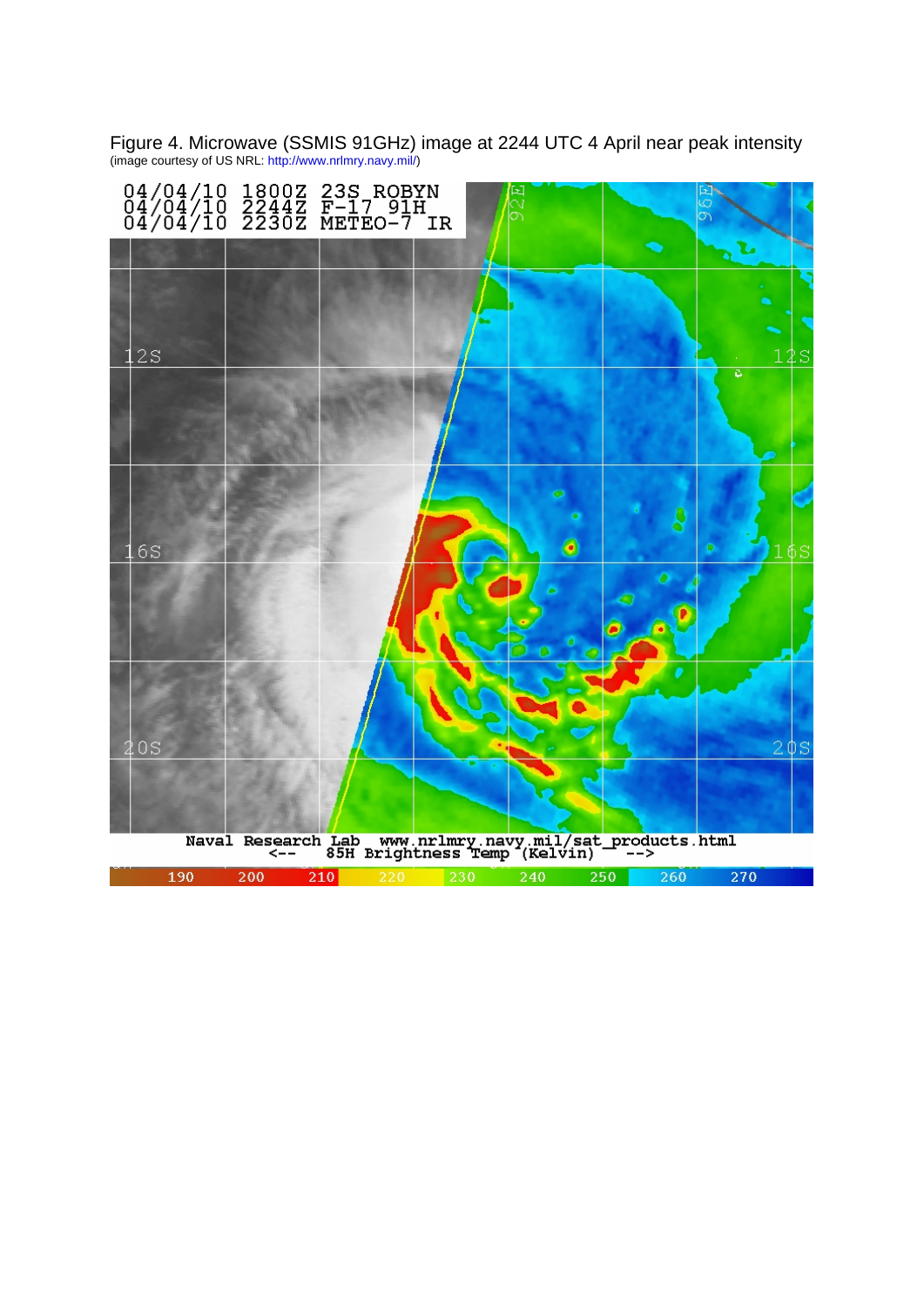Figure 4. Microwave (SSMIS 91GHz) image at 2244 UTC 4 April near peak intensity
(image courtesy of US NRL: http://www.nrlmry.navy.mil/)

04/04/10 1800Z 23S ROBYN
04/04/10 2244Z F-17 91H
04/04/10 2230Z METEO-7 IR

92E
96E
12S
12S
16S
16S
20S
20S

Naval Research Lab www.nrlmry.navy.mil/sat_products.html
<-- 85H Brightness Temp (Kelvin) -->

190 200 210 220 230 240 250 260 270